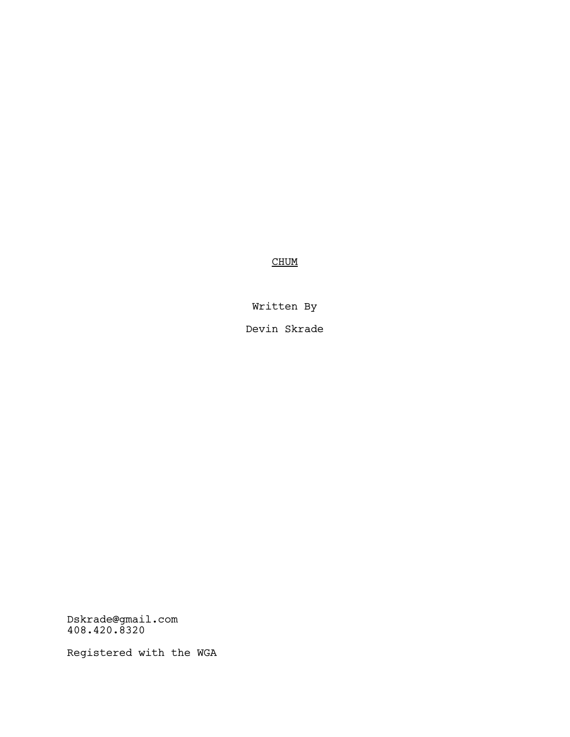# CHUM

Written By

Devin Skrade

Dskrade@gmail.com
408.420.8320

Registered with the WGA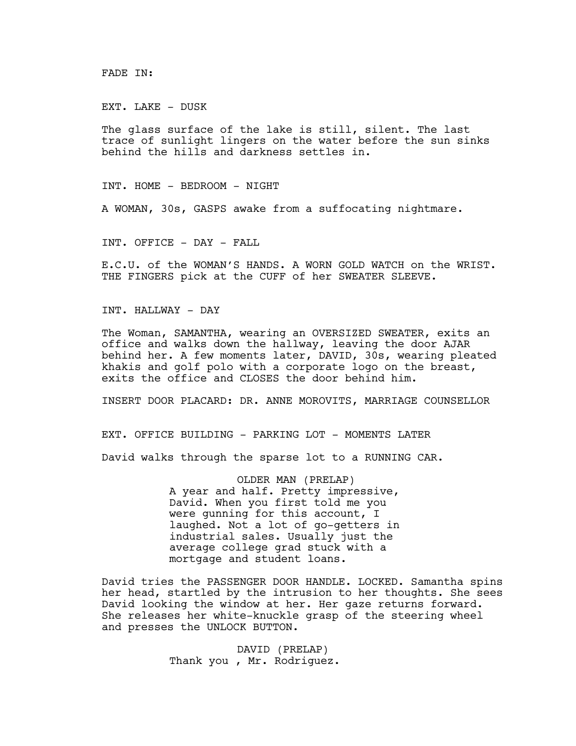FADE IN:

EXT. LAKE - DUSK

The glass surface of the lake is still, silent. The last trace of sunlight lingers on the water before the sun sinks behind the hills and darkness settles in.

INT. HOME - BEDROOM - NIGHT

A WOMAN, 30s, GASPS awake from a suffocating nightmare.

INT. OFFICE - DAY - FALL

E.C.U. of the WOMAN'S HANDS. A WORN GOLD WATCH on the WRIST. THE FINGERS pick at the CUFF of her SWEATER SLEEVE.

INT. HALLWAY - DAY

The Woman, SAMANTHA, wearing an OVERSIZED SWEATER, exits an office and walks down the hallway, leaving the door AJAR behind her. A few moments later, DAVID, 30s, wearing pleated khakis and golf polo with a corporate logo on the breast, exits the office and CLOSES the door behind him.

INSERT DOOR PLACARD: DR. ANNE MOROVITS, MARRIAGE COUNSELLOR

EXT. OFFICE BUILDING - PARKING LOT - MOMENTS LATER

David walks through the sparse lot to a RUNNING CAR.

OLDER MAN (PRELAP)
A year and half. Pretty impressive, David. When you first told me you were gunning for this account, I laughed. Not a lot of go-getters in industrial sales. Usually just the average college grad stuck with a mortgage and student loans.

David tries the PASSENGER DOOR HANDLE. LOCKED. Samantha spins her head, startled by the intrusion to her thoughts. She sees David looking the window at her. Her gaze returns forward. She releases her white-knuckle grasp of the steering wheel and presses the UNLOCK BUTTON.

DAVID (PRELAP)
Thank you , Mr. Rodriguez.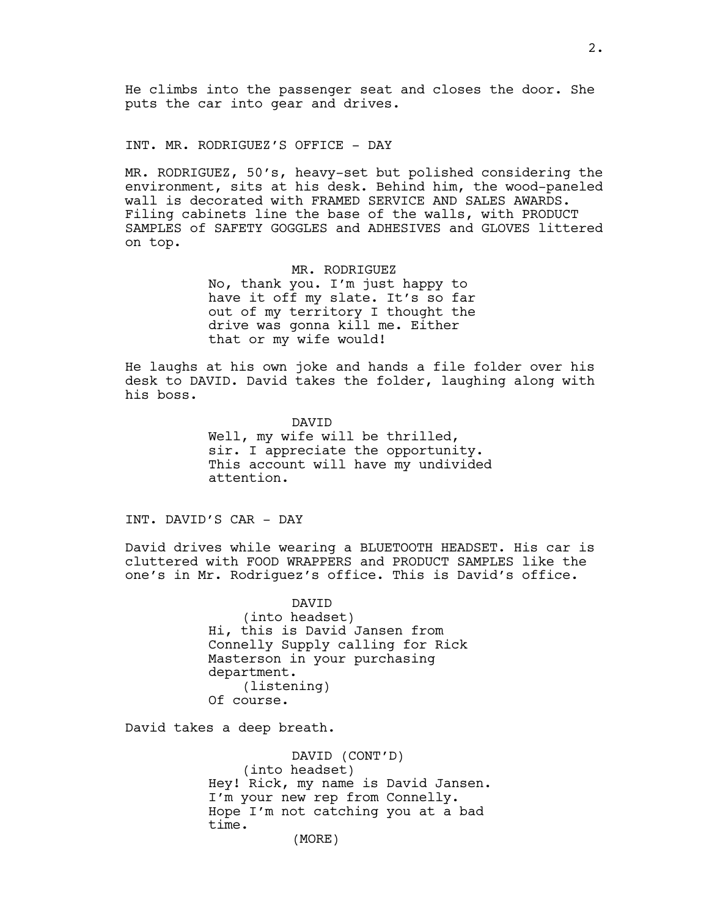He climbs into the passenger seat and closes the door. She puts the car into gear and drives.

INT. MR. RODRIGUEZ'S OFFICE - DAY

MR. RODRIGUEZ, 50's, heavy-set but polished considering the environment, sits at his desk. Behind him, the wood-paneled wall is decorated with FRAMED SERVICE AND SALES AWARDS. Filing cabinets line the base of the walls, with PRODUCT SAMPLES of SAFETY GOGGLES and ADHESIVES and GLOVES littered on top.

MR. RODRIGUEZ
No, thank you. I'm just happy to have it off my slate. It's so far out of my territory I thought the drive was gonna kill me. Either that or my wife would!

He laughs at his own joke and hands a file folder over his desk to DAVID. David takes the folder, laughing along with his boss.

DAVID
Well, my wife will be thrilled, sir. I appreciate the opportunity. This account will have my undivided attention.

INT. DAVID'S CAR - DAY

David drives while wearing a BLUETOOTH HEADSET. His car is cluttered with FOOD WRAPPERS and PRODUCT SAMPLES like the one's in Mr. Rodriguez's office. This is David's office.

DAVID
(into headset)
Hi, this is David Jansen from Connelly Supply calling for Rick Masterson in your purchasing department.
(listening)
Of course.

David takes a deep breath.

DAVID (CONT'D)
(into headset)
Hey! Rick, my name is David Jansen. I'm your new rep from Connelly. Hope I'm not catching you at a bad time.
(MORE)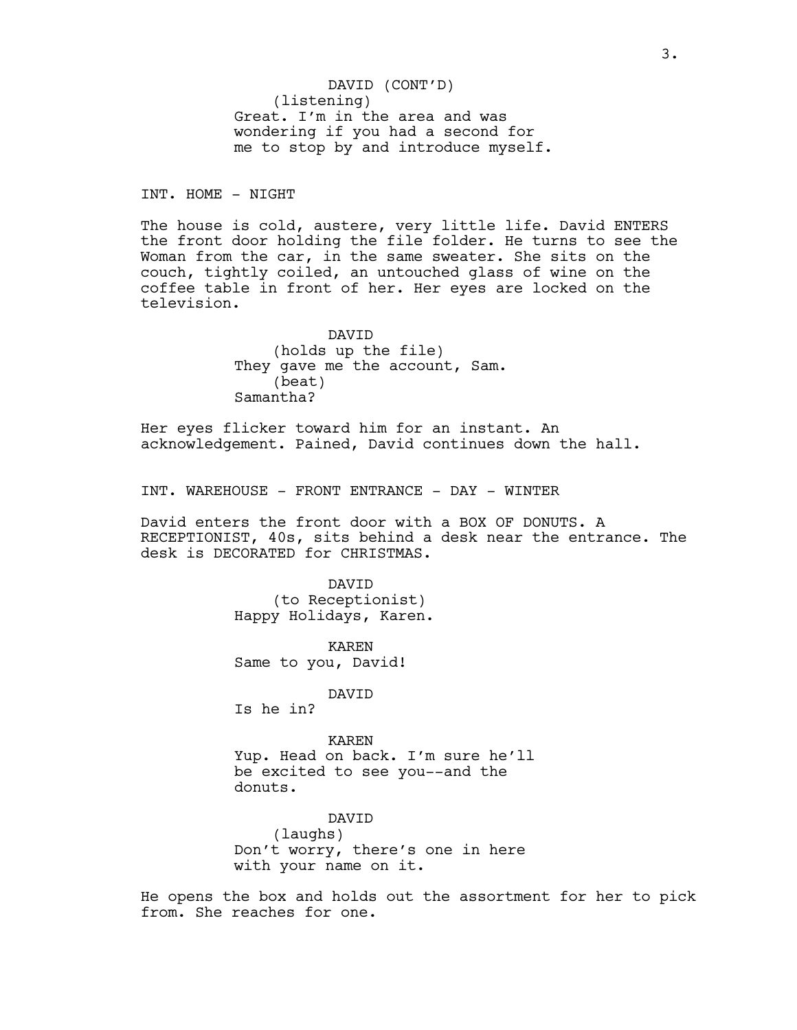DAVID (CONT'D)
(listening)
Great. I'm in the area and was wondering if you had a second for me to stop by and introduce myself.

INT. HOME - NIGHT

The house is cold, austere, very little life. David ENTERS the front door holding the file folder. He turns to see the Woman from the car, in the same sweater. She sits on the couch, tightly coiled, an untouched glass of wine on the coffee table in front of her. Her eyes are locked on the television.

DAVID
(holds up the file)
They gave me the account, Sam.
(beat)
Samantha?

Her eyes flicker toward him for an instant. An acknowledgement. Pained, David continues down the hall.

INT. WAREHOUSE - FRONT ENTRANCE - DAY - WINTER

David enters the front door with a BOX OF DONUTS. A RECEPTIONIST, 40s, sits behind a desk near the entrance. The desk is DECORATED for CHRISTMAS.

DAVID
(to Receptionist)
Happy Holidays, Karen.

KAREN
Same to you, David!

DAVID
Is he in?

KAREN
Yup. Head on back. I'm sure he'll be excited to see you--and the donuts.

DAVID
(laughs)
Don't worry, there's one in here with your name on it.

He opens the box and holds out the assortment for her to pick from. She reaches for one.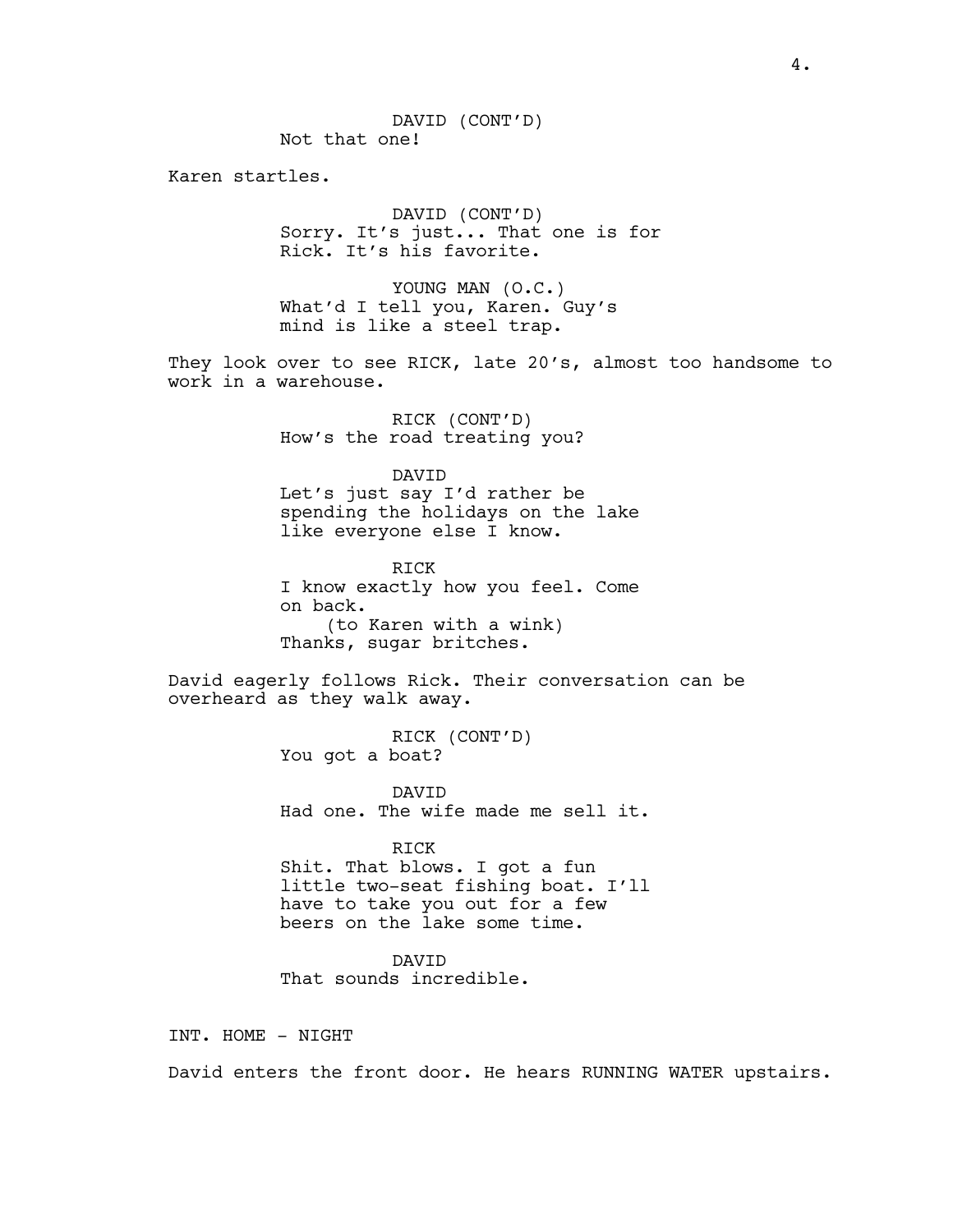DAVID (CONT'D)
Not that one!

Karen startles.

DAVID (CONT'D)
Sorry. It's just... That one is for Rick. It's his favorite.

YOUNG MAN (O.C.)
What'd I tell you, Karen. Guy's mind is like a steel trap.

They look over to see RICK, late 20's, almost too handsome to work in a warehouse.

RICK (CONT'D)
How's the road treating you?

DAVID
Let's just say I'd rather be spending the holidays on the lake like everyone else I know.

RICK
I know exactly how you feel. Come on back.
(to Karen with a wink)
Thanks, sugar britches.

David eagerly follows Rick. Their conversation can be overheard as they walk away.

RICK (CONT'D)
You got a boat?

DAVID
Had one. The wife made me sell it.

RICK
Shit. That blows. I got a fun little two-seat fishing boat. I'll have to take you out for a few beers on the lake some time.

DAVID
That sounds incredible.

INT. HOME - NIGHT

David enters the front door. He hears RUNNING WATER upstairs.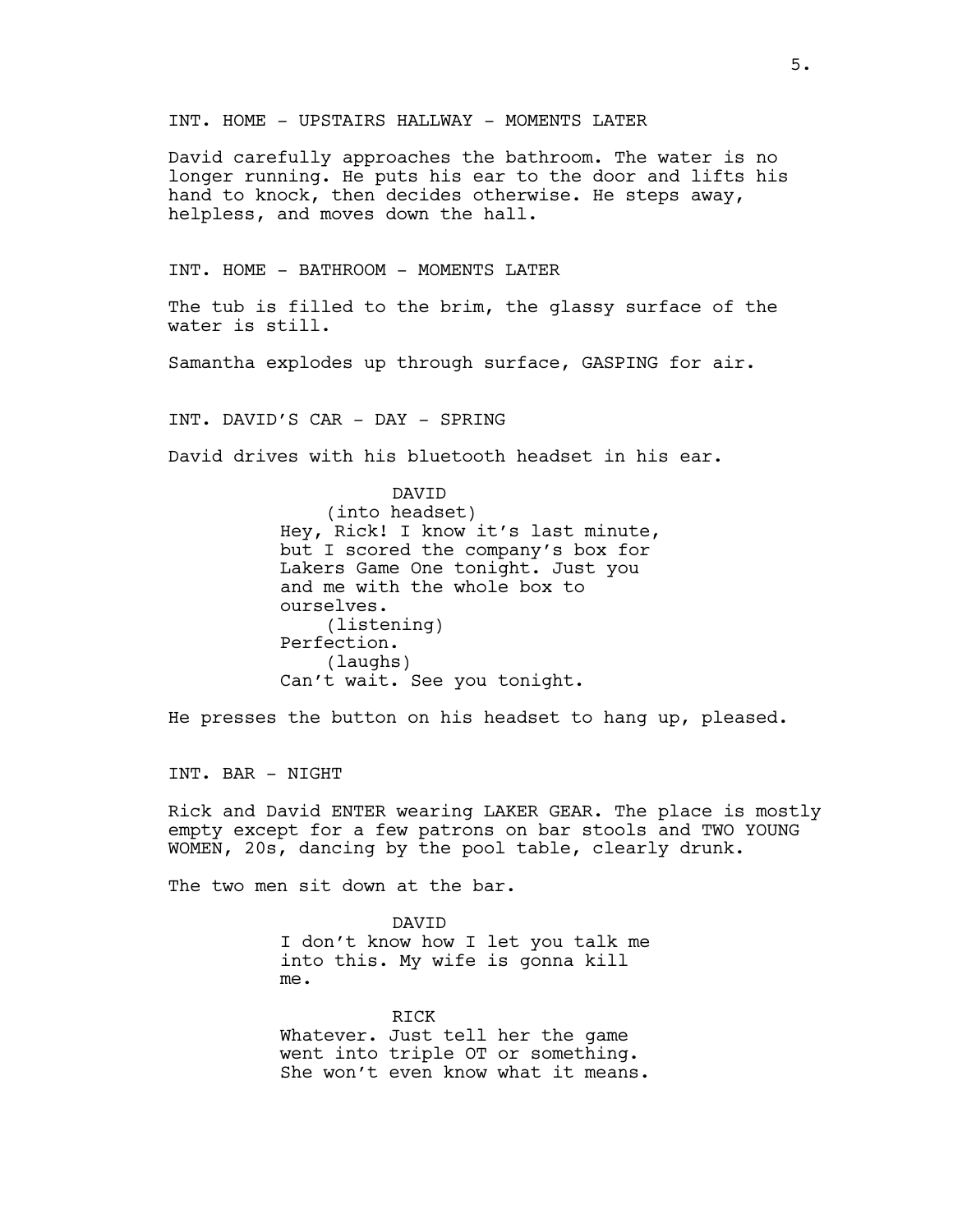INT. HOME - UPSTAIRS HALLWAY - MOMENTS LATER

David carefully approaches the bathroom. The water is no longer running. He puts his ear to the door and lifts his hand to knock, then decides otherwise. He steps away, helpless, and moves down the hall.

INT. HOME - BATHROOM - MOMENTS LATER

The tub is filled to the brim, the glassy surface of the water is still.

Samantha explodes up through surface, GASPING for air.

INT. DAVID'S CAR - DAY - SPRING

David drives with his bluetooth headset in his ear.

DAVID
(into headset)
Hey, Rick! I know it's last minute, but I scored the company's box for Lakers Game One tonight. Just you and me with the whole box to ourselves.
(listening)
Perfection.
(laughs)
Can't wait. See you tonight.

He presses the button on his headset to hang up, pleased.

INT. BAR - NIGHT

Rick and David ENTER wearing LAKER GEAR. The place is mostly empty except for a few patrons on bar stools and TWO YOUNG WOMEN, 20s, dancing by the pool table, clearly drunk.

The two men sit down at the bar.

DAVID
I don't know how I let you talk me into this. My wife is gonna kill me.

RICK
Whatever. Just tell her the game went into triple OT or something. She won't even know what it means.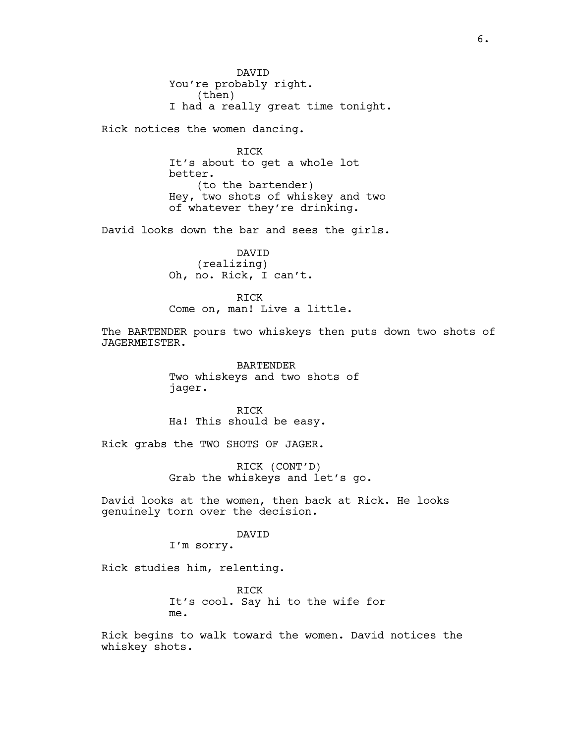DAVID
You're probably right.
(then)
I had a really great time tonight.

Rick notices the women dancing.

RICK
It's about to get a whole lot
better.
(to the bartender)
Hey, two shots of whiskey and two
of whatever they're drinking.

David looks down the bar and sees the girls.

DAVID
(realizing)
Oh, no. Rick, I can't.

RICK
Come on, man! Live a little.

The BARTENDER pours two whiskeys then puts down two shots of JAGERMEISTER.

BARTENDER
Two whiskeys and two shots of
jager.

RICK
Ha! This should be easy.

Rick grabs the TWO SHOTS OF JAGER.

RICK (CONT'D)
Grab the whiskeys and let's go.

David looks at the women, then back at Rick. He looks genuinely torn over the decision.

DAVID
I'm sorry.

Rick studies him, relenting.

RICK
It's cool. Say hi to the wife for
me.

Rick begins to walk toward the women. David notices the whiskey shots.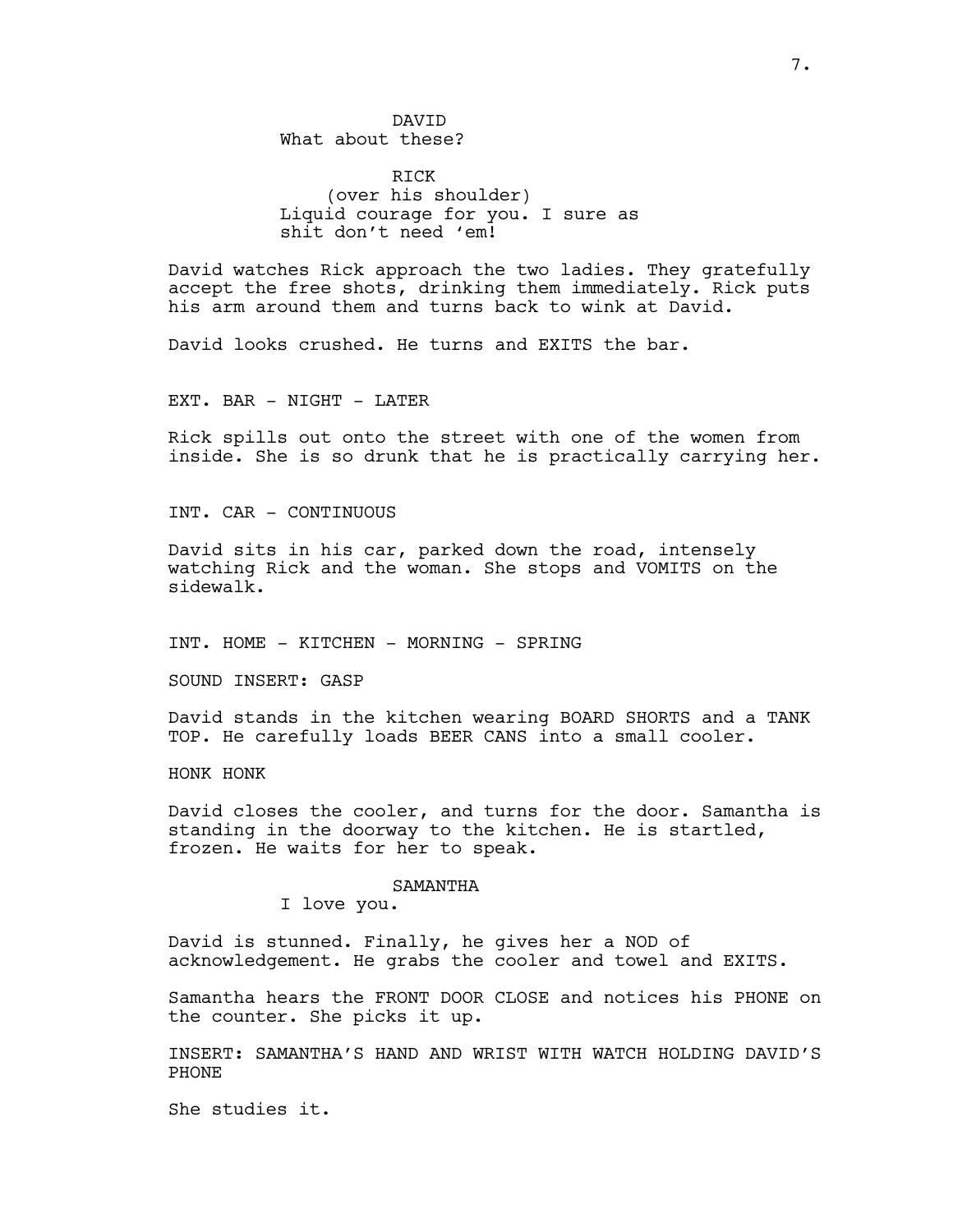DAVID
What about these?

RICK
(over his shoulder)
Liquid courage for you. I sure as shit don't need 'em!

David watches Rick approach the two ladies. They gratefully accept the free shots, drinking them immediately. Rick puts his arm around them and turns back to wink at David.

David looks crushed. He turns and EXITS the bar.

EXT. BAR - NIGHT - LATER

Rick spills out onto the street with one of the women from inside. She is so drunk that he is practically carrying her.

INT. CAR - CONTINUOUS

David sits in his car, parked down the road, intensely watching Rick and the woman. She stops and VOMITS on the sidewalk.

INT. HOME - KITCHEN - MORNING - SPRING

SOUND INSERT: GASP

David stands in the kitchen wearing BOARD SHORTS and a TANK TOP. He carefully loads BEER CANS into a small cooler.

HONK HONK

David closes the cooler, and turns for the door. Samantha is standing in the doorway to the kitchen. He is startled, frozen. He waits for her to speak.

SAMANTHA
I love you.

David is stunned. Finally, he gives her a NOD of acknowledgement. He grabs the cooler and towel and EXITS.

Samantha hears the FRONT DOOR CLOSE and notices his PHONE on the counter. She picks it up.

INSERT: SAMANTHA'S HAND AND WRIST WITH WATCH HOLDING DAVID'S PHONE

She studies it.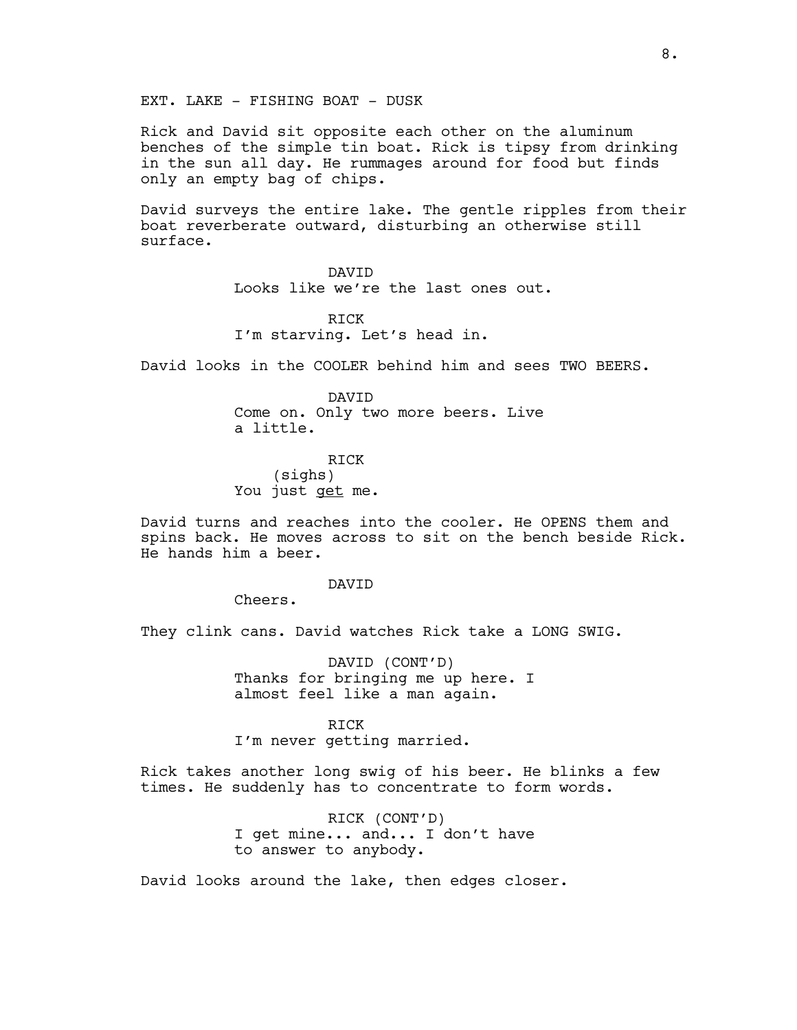EXT. LAKE - FISHING BOAT - DUSK

Rick and David sit opposite each other on the aluminum benches of the simple tin boat. Rick is tipsy from drinking in the sun all day. He rummages around for food but finds only an empty bag of chips.

David surveys the entire lake. The gentle ripples from their boat reverberate outward, disturbing an otherwise still surface.

DAVID
Looks like we're the last ones out.

RICK
I'm starving. Let's head in.

David looks in the COOLER behind him and sees TWO BEERS.

DAVID
Come on. Only two more beers. Live a little.

RICK
(sighs)
You just <u>get</u> me.

David turns and reaches into the cooler. He OPENS them and spins back. He moves across to sit on the bench beside Rick. He hands him a beer.

DAVID
Cheers.

They clink cans. David watches Rick take a LONG SWIG.

DAVID (CONT'D)
Thanks for bringing me up here. I almost feel like a man again.

RICK
I'm never getting married.

Rick takes another long swig of his beer. He blinks a few times. He suddenly has to concentrate to form words.

RICK (CONT'D)
I get mine... and... I don't have to answer to anybody.

David looks around the lake, then edges closer.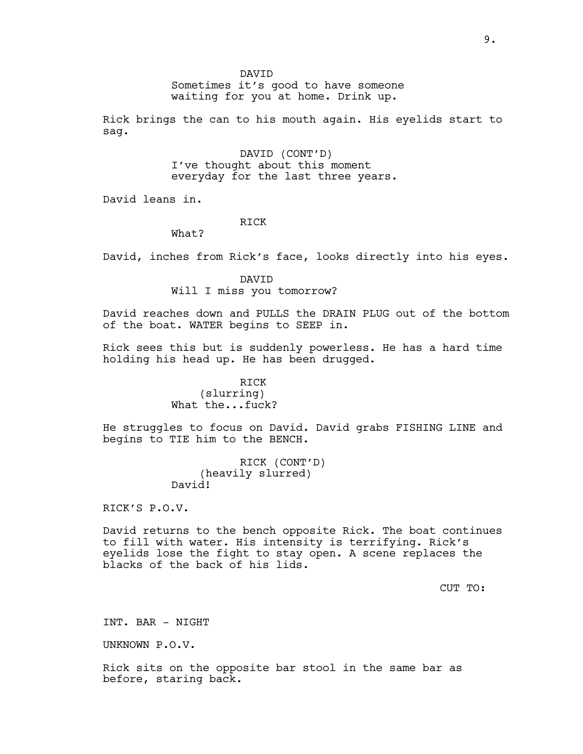DAVID

Sometimes it's good to have someone waiting for you at home. Drink up.

Rick brings the can to his mouth again. His eyelids start to sag.

DAVID (CONT'D)

I've thought about this moment everyday for the last three years.

David leans in.

RICK

What?

David, inches from Rick's face, looks directly into his eyes.

DAVID

Will I miss you tomorrow?

David reaches down and PULLS the DRAIN PLUG out of the bottom of the boat. WATER begins to SEEP in.

Rick sees this but is suddenly powerless. He has a hard time holding his head up. He has been drugged.

RICK
(slurring)

What the...fuck?

He struggles to focus on David. David grabs FISHING LINE and begins to TIE him to the BENCH.

RICK (CONT'D)
(heavily slurred)

David!

RICK'S P.O.V.

David returns to the bench opposite Rick. The boat continues to fill with water. His intensity is terrifying. Rick's eyelids lose the fight to stay open. A scene replaces the blacks of the back of his lids.

CUT TO:

INT. BAR - NIGHT

UNKNOWN P.O.V.

Rick sits on the opposite bar stool in the same bar as before, staring back.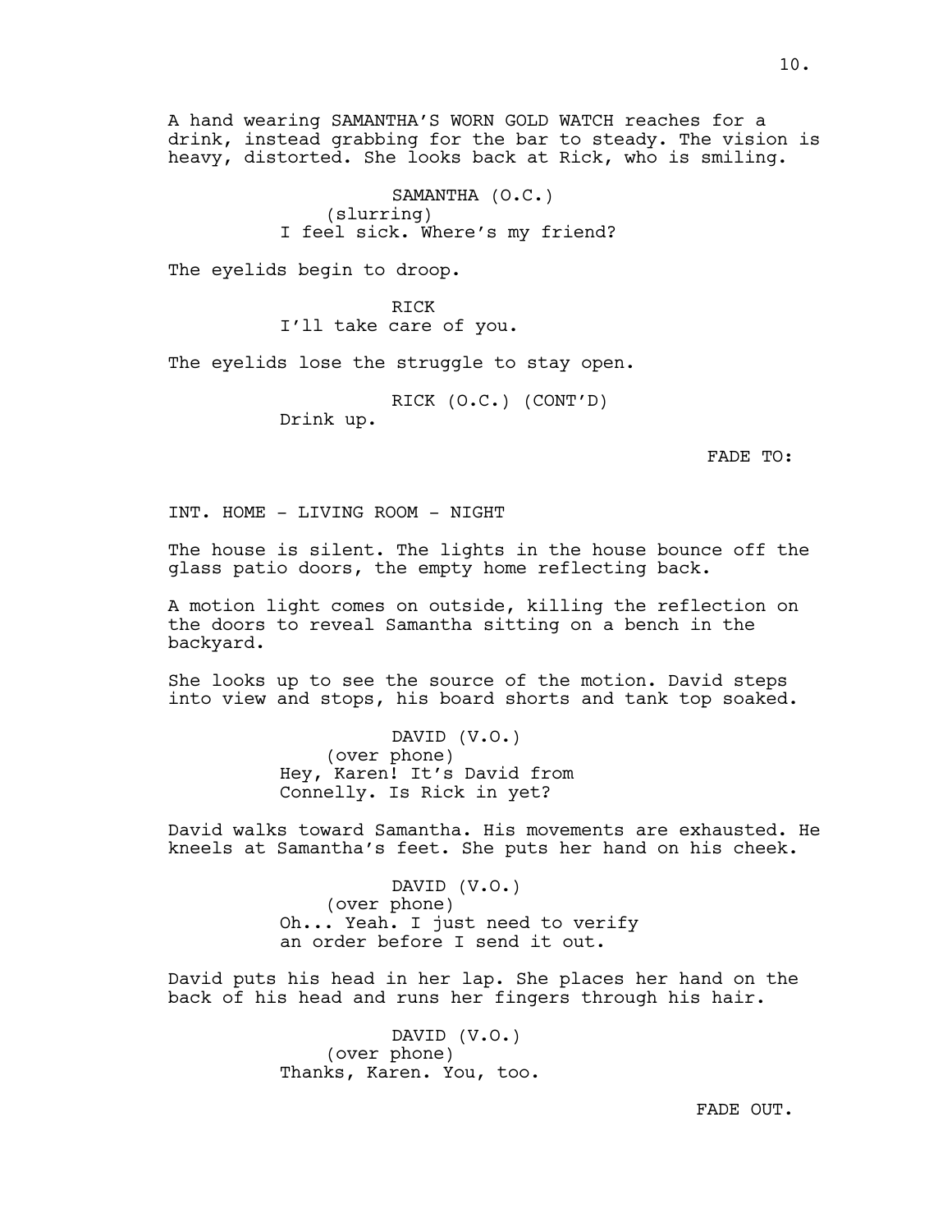A hand wearing SAMANTHA'S WORN GOLD WATCH reaches for a drink, instead grabbing for the bar to steady. The vision is heavy, distorted. She looks back at Rick, who is smiling.

SAMANTHA (O.C.)
(slurring)
I feel sick. Where's my friend?

The eyelids begin to droop.

RICK
I'll take care of you.

The eyelids lose the struggle to stay open.

RICK (O.C.) (CONT'D)
Drink up.

FADE TO:

INT. HOME - LIVING ROOM - NIGHT

The house is silent. The lights in the house bounce off the glass patio doors, the empty home reflecting back.

A motion light comes on outside, killing the reflection on the doors to reveal Samantha sitting on a bench in the backyard.

She looks up to see the source of the motion. David steps into view and stops, his board shorts and tank top soaked.

DAVID (V.O.)
(over phone)
Hey, Karen! It's David from Connelly. Is Rick in yet?

David walks toward Samantha. His movements are exhausted. He kneels at Samantha's feet. She puts her hand on his cheek.

DAVID (V.O.)
(over phone)
Oh... Yeah. I just need to verify an order before I send it out.

David puts his head in her lap. She places her hand on the back of his head and runs her fingers through his hair.

DAVID (V.O.)
(over phone)
Thanks, Karen. You, too.

FADE OUT.